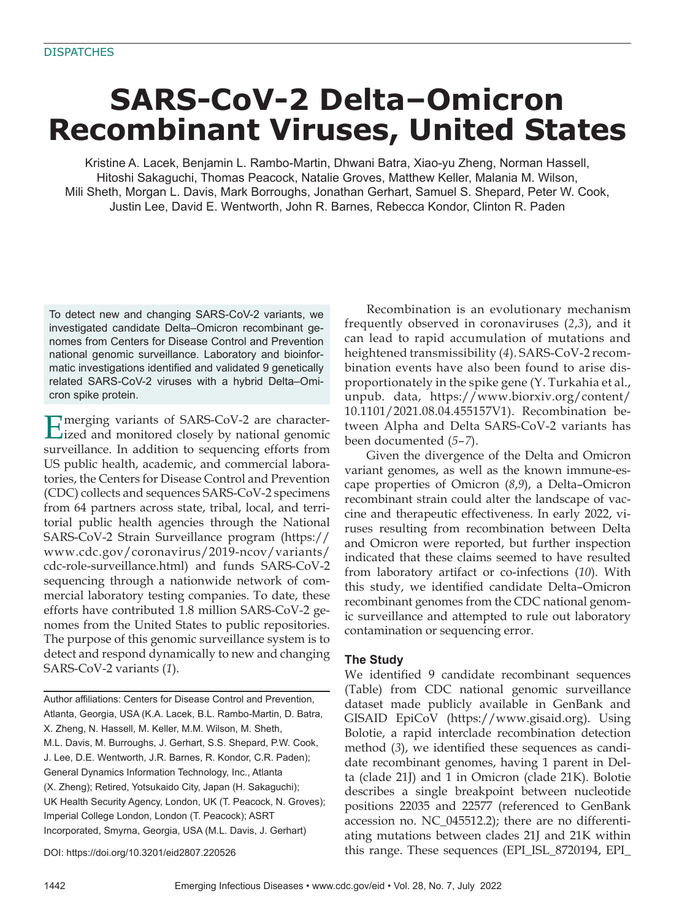DISPATCHES

# SARS-CoV-2 Delta–Omicron Recombinant Viruses, United States

Kristine A. Lacek, Benjamin L. Rambo-Martin, Dhwani Batra, Xiao-yu Zheng, Norman Hassell, Hitoshi Sakaguchi, Thomas Peacock, Natalie Groves, Matthew Keller, Malania M. Wilson, Mili Sheth, Morgan L. Davis, Mark Borroughs, Jonathan Gerhart, Samuel S. Shepard, Peter W. Cook, Justin Lee, David E. Wentworth, John R. Barnes, Rebecca Kondor, Clinton R. Paden

To detect new and changing SARS-CoV-2 variants, we investigated candidate Delta–Omicron recombinant genomes from Centers for Disease Control and Prevention national genomic surveillance. Laboratory and bioinformatic investigations identified and validated 9 genetically related SARS-CoV-2 viruses with a hybrid Delta–Omicron spike protein.

Emerging variants of SARS-CoV-2 are characterized and monitored closely by national genomic surveillance. In addition to sequencing efforts from US public health, academic, and commercial laboratories, the Centers for Disease Control and Prevention (CDC) collects and sequences SARS-CoV-2 specimens from 64 partners across state, tribal, local, and territorial public health agencies through the National SARS-CoV-2 Strain Surveillance program (https://www.cdc.gov/coronavirus/2019-ncov/variants/cdc-role-surveillance.html) and funds SARS-CoV-2 sequencing through a nationwide network of commercial laboratory testing companies. To date, these efforts have contributed 1.8 million SARS-CoV-2 genomes from the United States to public repositories. The purpose of this genomic surveillance system is to detect and respond dynamically to new and changing SARS-CoV-2 variants (*1*).

Author affiliations: Centers for Disease Control and Prevention, Atlanta, Georgia, USA (K.A. Lacek, B.L. Rambo-Martin, D. Batra, X. Zheng, N. Hassell, M. Keller, M.M. Wilson, M. Sheth, M.L. Davis, M. Burroughs, J. Gerhart, S.S. Shepard, P.W. Cook, J. Lee, D.E. Wentworth, J.R. Barnes, R. Kondor, C.R. Paden); General Dynamics Information Technology, Inc., Atlanta (X. Zheng); Retired, Yotsukaido City, Japan (H. Sakaguchi); UK Health Security Agency, London, UK (T. Peacock, N. Groves); Imperial College London, London (T. Peacock); ASRT Incorporated, Smyrna, Georgia, USA (M.L. Davis, J. Gerhart)

DOI: https://doi.org/10.3201/eid2807.220526

Recombination is an evolutionary mechanism frequently observed in coronaviruses (*2*,*3*), and it can lead to rapid accumulation of mutations and heightened transmissibility (*4*). SARS-CoV-2 recombination events have also been found to arise disproportionately in the spike gene (Y. Turkahia et al., unpub. data, https://www.biorxiv.org/content/10.1101/2021.08.04.455157V1). Recombination between Alpha and Delta SARS-CoV-2 variants has been documented (*5*–*7*).

Given the divergence of the Delta and Omicron variant genomes, as well as the known immune-escape properties of Omicron (*8*,*9*), a Delta–Omicron recombinant strain could alter the landscape of vaccine and therapeutic effectiveness. In early 2022, viruses resulting from recombination between Delta and Omicron were reported, but further inspection indicated that these claims seemed to have resulted from laboratory artifact or co-infections (*10*). With this study, we identified candidate Delta–Omicron recombinant genomes from the CDC national genomic surveillance and attempted to rule out laboratory contamination or sequencing error.

### The Study

We identified 9 candidate recombinant sequences (Table) from CDC national genomic surveillance dataset made publicly available in GenBank and GISAID EpiCoV (https://www.gisaid.org). Using Bolotie, a rapid interclade recombination detection method (*3*), we identified these sequences as candidate recombinant genomes, having 1 parent in Delta (clade 21J) and 1 in Omicron (clade 21K). Bolotie describes a single breakpoint between nucleotide positions 22035 and 22577 (referenced to GenBank accession no. NC_045512.2); there are no differentiating mutations between clades 21J and 21K within this range. These sequences (EPI_ISL_8720194, EPI_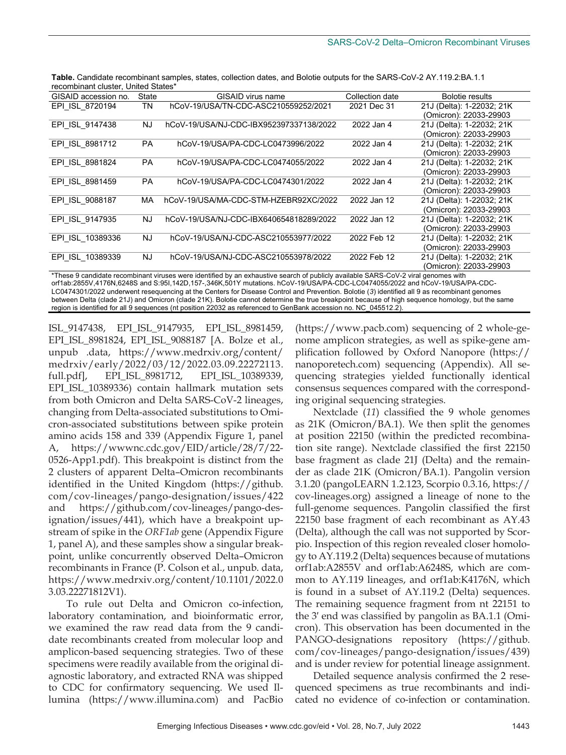**Table.** Candidate recombinant samples, states, collection dates, and Bolotie outputs for the SARS-CoV-2 AY.119.2:BA.1.1 recombinant cluster, United States*

| GISAID accession no. | State | GISAID virus name | Collection date | Bolotie results |
|---|---|---|---|---|
| EPI_ISL_8720194 | TN | hCoV-19/USA/TN-CDC-ASC210559252/2021 | 2021 Dec 31 | 21J (Delta): 1-22032; 21K (Omicron): 22033-29903 |
| EPI_ISL_9147438 | NJ | hCoV-19/USA/NJ-CDC-IBX952397337138/2022 | 2022 Jan 4 | 21J (Delta): 1-22032; 21K (Omicron): 22033-29903 |
| EPI_ISL_8981712 | PA | hCoV-19/USA/PA-CDC-LC0473996/2022 | 2022 Jan 4 | 21J (Delta): 1-22032; 21K (Omicron): 22033-29903 |
| EPI_ISL_8981824 | PA | hCoV-19/USA/PA-CDC-LC0474055/2022 | 2022 Jan 4 | 21J (Delta): 1-22032; 21K (Omicron): 22033-29903 |
| EPI_ISL_8981459 | PA | hCoV-19/USA/PA-CDC-LC0474301/2022 | 2022 Jan 4 | 21J (Delta): 1-22032; 21K (Omicron): 22033-29903 |
| EPI_ISL_9088187 | MA | hCoV-19/USA/MA-CDC-STM-HZEBR92XC/2022 | 2022 Jan 12 | 21J (Delta): 1-22032; 21K (Omicron): 22033-29903 |
| EPI_ISL_9147935 | NJ | hCoV-19/USA/NJ-CDC-IBX640654818289/2022 | 2022 Jan 12 | 21J (Delta): 1-22032; 21K (Omicron): 22033-29903 |
| EPI_ISL_10389336 | NJ | hCoV-19/USA/NJ-CDC-ASC210553977/2022 | 2022 Feb 12 | 21J (Delta): 1-22032; 21K (Omicron): 22033-29903 |
| EPI_ISL_10389339 | NJ | hCoV-19/USA/NJ-CDC-ASC210553978/2022 | 2022 Feb 12 | 21J (Delta): 1-22032; 21K (Omicron): 22033-29903 |

*These 9 candidate recombinant viruses were identified by an exhaustive search of publicly available SARS-CoV-2 viral genomes with orf1ab:2855V,4176N,6248S and S:95I,142D,157-,346K,501Y mutations. hCoV-19/USA/PA-CDC-LC0474055/2022 and hCoV-19/USA/PA-CDC-LC0474301/2022 underwent resequencing at the Centers for Disease Control and Prevention. Bolotie (*3*) identified all 9 as recombinant genomes between Delta (clade 21J) and Omicron (clade 21K). Bolotie cannot determine the true breakpoint because of high sequence homology, but the same region is identified for all 9 sequences (nt position 22032 as referenced to GenBank accession no. NC_045512.2).

ISL_9147438, EPI_ISL_9147935, EPI_ISL_8981459, EPI_ISL_8981824, EPI_ISL_9088187 [A. Bolze et al., unpub .data, https://www.medrxiv.org/content/medrxiv/early/2022/03/12/2022.03.09.22272113.full.pdf], EPI_ISL_8981712, EPI_ISL_10389339, EPI_ISL_10389336) contain hallmark mutation sets from both Omicron and Delta SARS-CoV-2 lineages, changing from Delta-associated substitutions to Omicron-associated substitutions between spike protein amino acids 158 and 339 (Appendix Figure 1, panel A, https://wwwnc.cdc.gov/EID/article/28/7/22-0526-App1.pdf). This breakpoint is distinct from the 2 clusters of apparent Delta–Omicron recombinants identified in the United Kingdom (https://github.com/cov-lineages/pango-designation/issues/422 and https://github.com/cov-lineages/pango-designation/issues/441), which have a breakpoint upstream of spike in the *ORF1ab* gene (Appendix Figure 1, panel A), and these samples show a singular breakpoint, unlike concurrently observed Delta–Omicron recombinants in France (P. Colson et al., unpub. data, https://www.medrxiv.org/content/10.1101/2022.03.03.22271812V1).

To rule out Delta and Omicron co-infection, laboratory contamination, and bioinformatic error, we examined the raw read data from the 9 candidate recombinants created from molecular loop and amplicon-based sequencing strategies. Two of these specimens were readily available from the original diagnostic laboratory, and extracted RNA was shipped to CDC for confirmatory sequencing. We used Illumina (https://www.illumina.com) and PacBio (https://www.pacb.com) sequencing of 2 whole-genome amplicon strategies, as well as spike-gene amplification followed by Oxford Nanopore (https://nanoporetech.com) sequencing (Appendix). All sequencing strategies yielded functionally identical consensus sequences compared with the corresponding original sequencing strategies.

Nextclade (*11*) classified the 9 whole genomes as 21K (Omicron/BA.1). We then split the genomes at position 22150 (within the predicted recombination site range). Nextclade classified the first 22150 base fragment as clade 21J (Delta) and the remainder as clade 21K (Omicron/BA.1). Pangolin version 3.1.20 (pangoLEARN 1.2.123, Scorpio 0.3.16, https://cov-lineages.org) assigned a lineage of none to the full-genome sequences. Pangolin classified the first 22150 base fragment of each recombinant as AY.43 (Delta), although the call was not supported by Scorpio. Inspection of this region revealed closer homology to AY.119.2 (Delta) sequences because of mutations orf1ab:A2855V and orf1ab:A6248S, which are common to AY.119 lineages, and orf1ab:K4176N, which is found in a subset of AY.119.2 (Delta) sequences. The remaining sequence fragment from nt 22151 to the 3′ end was classified by pangolin as BA.1.1 (Omicron). This observation has been documented in the PANGO-designations repository (https://github.com/cov-lineages/pango-designation/issues/439) and is under review for potential lineage assignment.

Detailed sequence analysis confirmed the 2 resequenced specimens as true recombinants and indicated no evidence of co-infection or contamination.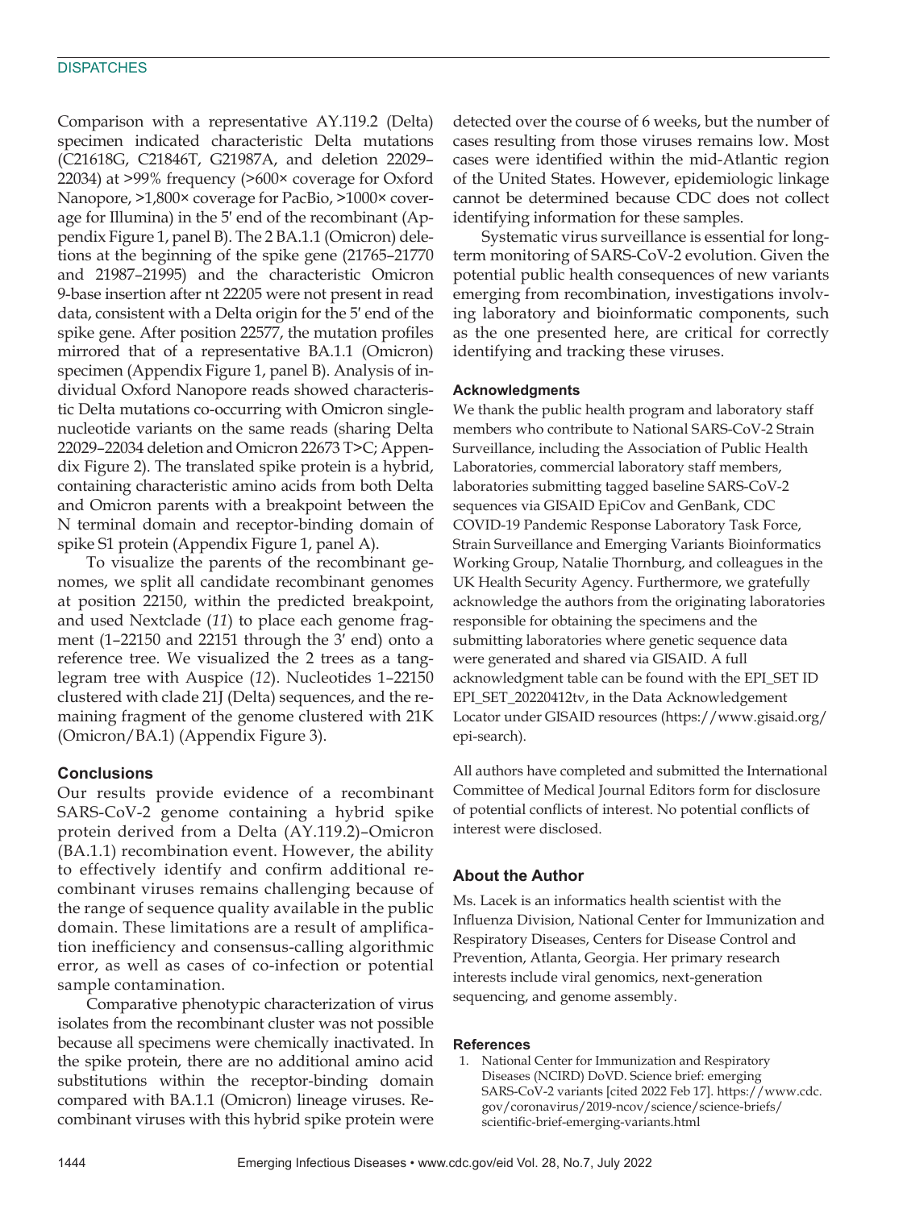Comparison with a representative AY.119.2 (Delta) specimen indicated characteristic Delta mutations (C21618G, C21846T, G21987A, and deletion 22029–22034) at >99% frequency (>600× coverage for Oxford Nanopore, >1,800× coverage for PacBio, >1000× coverage for Illumina) in the 5′ end of the recombinant (Appendix Figure 1, panel B). The 2 BA.1.1 (Omicron) deletions at the beginning of the spike gene (21765–21770 and 21987–21995) and the characteristic Omicron 9-base insertion after nt 22205 were not present in read data, consistent with a Delta origin for the 5′ end of the spike gene. After position 22577, the mutation profiles mirrored that of a representative BA.1.1 (Omicron) specimen (Appendix Figure 1, panel B). Analysis of individual Oxford Nanopore reads showed characteristic Delta mutations co-occurring with Omicron single-nucleotide variants on the same reads (sharing Delta 22029–22034 deletion and Omicron 22673 T>C; Appendix Figure 2). The translated spike protein is a hybrid, containing characteristic amino acids from both Delta and Omicron parents with a breakpoint between the N terminal domain and receptor-binding domain of spike S1 protein (Appendix Figure 1, panel A).

To visualize the parents of the recombinant genomes, we split all candidate recombinant genomes at position 22150, within the predicted breakpoint, and used Nextclade (*11*) to place each genome fragment (1–22150 and 22151 through the 3′ end) onto a reference tree. We visualized the 2 trees as a tanglegram tree with Auspice (*12*). Nucleotides 1–22150 clustered with clade 21J (Delta) sequences, and the remaining fragment of the genome clustered with 21K (Omicron/BA.1) (Appendix Figure 3).

## Conclusions

Our results provide evidence of a recombinant SARS-CoV-2 genome containing a hybrid spike protein derived from a Delta (AY.119.2)–Omicron (BA.1.1) recombination event. However, the ability to effectively identify and confirm additional recombinant viruses remains challenging because of the range of sequence quality available in the public domain. These limitations are a result of amplification inefficiency and consensus-calling algorithmic error, as well as cases of co-infection or potential sample contamination.

Comparative phenotypic characterization of virus isolates from the recombinant cluster was not possible because all specimens were chemically inactivated. In the spike protein, there are no additional amino acid substitutions within the receptor-binding domain compared with BA.1.1 (Omicron) lineage viruses. Recombinant viruses with this hybrid spike protein were detected over the course of 6 weeks, but the number of cases resulting from those viruses remains low. Most cases were identified within the mid-Atlantic region of the United States. However, epidemiologic linkage cannot be determined because CDC does not collect identifying information for these samples.

Systematic virus surveillance is essential for long-term monitoring of SARS-CoV-2 evolution. Given the potential public health consequences of new variants emerging from recombination, investigations involving laboratory and bioinformatic components, such as the one presented here, are critical for correctly identifying and tracking these viruses.

### Acknowledgments

We thank the public health program and laboratory staff members who contribute to National SARS-CoV-2 Strain Surveillance, including the Association of Public Health Laboratories, commercial laboratory staff members, laboratories submitting tagged baseline SARS-CoV-2 sequences via GISAID EpiCov and GenBank, CDC COVID-19 Pandemic Response Laboratory Task Force, Strain Surveillance and Emerging Variants Bioinformatics Working Group, Natalie Thornburg, and colleagues in the UK Health Security Agency. Furthermore, we gratefully acknowledge the authors from the originating laboratories responsible for obtaining the specimens and the submitting laboratories where genetic sequence data were generated and shared via GISAID. A full acknowledgment table can be found with the EPI_SET ID EPI_SET_20220412tv, in the Data Acknowledgement Locator under GISAID resources (https://www.gisaid.org/epi-search).

All authors have completed and submitted the International Committee of Medical Journal Editors form for disclosure of potential conflicts of interest. No potential conflicts of interest were disclosed.

## About the Author

Ms. Lacek is an informatics health scientist with the Influenza Division, National Center for Immunization and Respiratory Diseases, Centers for Disease Control and Prevention, Atlanta, Georgia. Her primary research interests include viral genomics, next-generation sequencing, and genome assembly.

### References

1. National Center for Immunization and Respiratory Diseases (NCIRD) DoVD. Science brief: emerging SARS-CoV-2 variants [cited 2022 Feb 17]. https://www.cdc.gov/coronavirus/2019-ncov/science/science-briefs/scientific-brief-emerging-variants.html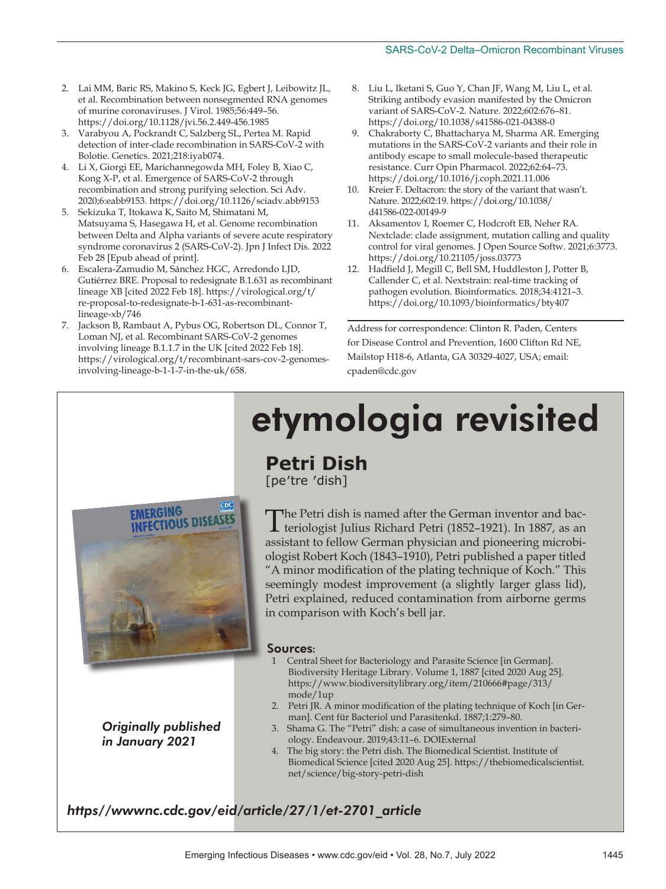2. Lai MM, Baric RS, Makino S, Keck JG, Egbert J, Leibowitz JL, et al. Recombination between nonsegmented RNA genomes of murine coronaviruses. J Virol. 1985;56:449–56. https://doi.org/10.1128/jvi.56.2.449-456.1985
3. Varabyou A, Pockrandt C, Salzberg SL, Pertea M. Rapid detection of inter-clade recombination in SARS-CoV-2 with Bolotie. Genetics. 2021;218:iyab074.
4. Li X, Giorgi EE, Marichannegowda MH, Foley B, Xiao C, Kong X-P, et al. Emergence of SARS-CoV-2 through recombination and strong purifying selection. Sci Adv. 2020;6:eabb9153. https://doi.org/10.1126/sciadv.abb9153
5. Sekizuka T, Itokawa K, Saito M, Shimatani M, Matsuyama S, Hasegawa H, et al. Genome recombination between Delta and Alpha variants of severe acute respiratory syndrome coronavirus 2 (SARS-CoV-2). Jpn J Infect Dis. 2022 Feb 28 [Epub ahead of print].
6. Escalera-Zamudio M, Sánchez HGC, Arredondo LJD, Gutiérrez BRE. Proposal to redesignate B.1.631 as recombinant lineage XB [cited 2022 Feb 18]. https://virological.org/t/re-proposal-to-redesignate-b-1-631-as-recombinant-lineage-xb/746
7. Jackson B, Rambaut A, Pybus OG, Robertson DL, Connor T, Loman NJ, et al. Recombinant SARS-CoV-2 genomes involving lineage B.1.1.7 in the UK [cited 2022 Feb 18]. https://virological.org/t/recombinant-sars-cov-2-genomes-involving-lineage-b-1-1-7-in-the-uk/658.
8. Liu L, Iketani S, Guo Y, Chan JF, Wang M, Liu L, et al. Striking antibody evasion manifested by the Omicron variant of SARS-CoV-2. Nature. 2022;602:676–81. https://doi.org/10.1038/s41586-021-04388-0
9. Chakraborty C, Bhattacharya M, Sharma AR. Emerging mutations in the SARS-CoV-2 variants and their role in antibody escape to small molecule-based therapeutic resistance. Curr Opin Pharmacol. 2022;62:64–73. https://doi.org/10.1016/j.coph.2021.11.006
10. Kreier F. Deltacron: the story of the variant that wasn't. Nature. 2022;602:19. https://doi.org/10.1038/d41586-022-00149-9
11. Aksamentov I, Roemer C, Hodcroft EB, Neher RA. Nextclade: clade assignment, mutation calling and quality control for viral genomes. J Open Source Softw. 2021;6:3773. https://doi.org/10.21105/joss.03773
12. Hadfield J, Megill C, Bell SM, Huddleston J, Potter B, Callender C, et al. Nextstrain: real-time tracking of pathogen evolution. Bioinformatics. 2018;34:4121–3. https://doi.org/10.1093/bioinformatics/bty407

Address for correspondence: Clinton R. Paden, Centers for Disease Control and Prevention, 1600 Clifton Rd NE, Mailstop H18-6, Atlanta, GA 30329-4027, USA; email: cpaden@cdc.gov

# etymologia revisited

## Petri Dish

[pe′tre ′dish]

The Petri dish is named after the German inventor and bacteriologist Julius Richard Petri (1852–1921). In 1887, as an assistant to fellow German physician and pioneering microbiologist Robert Koch (1843–1910), Petri published a paper titled "A minor modification of the plating technique of Koch." This seemingly modest improvement (a slightly larger glass lid), Petri explained, reduced contamination from airborne germs in comparison with Koch's bell jar.

### Sources:

1. Central Sheet for Bacteriology and Parasite Science [in German]. Biodiversity Heritage Library. Volume 1, 1887 [cited 2020 Aug 25]. https://www.biodiversitylibrary.org/item/210666#page/313/mode/1up
2. Petri JR. A minor modification of the plating technique of Koch [in German]. Cent für Bacteriol und Parasitenkd. 1887;1:279–80.
3. Shama G. The "Petri" dish: a case of simultaneous invention in bacteriology. Endeavour. 2019;43:11–6. DOIExternal
4. The big story: the Petri dish. The Biomedical Scientist. Institute of Biomedical Science [cited 2020 Aug 25]. https://thebiomedicalscientist.net/science/big-story-petri-dish

*Originally published in January 2021*

***https//wwwnc.cdc.gov/eid/article/27/1/et-2701_article***